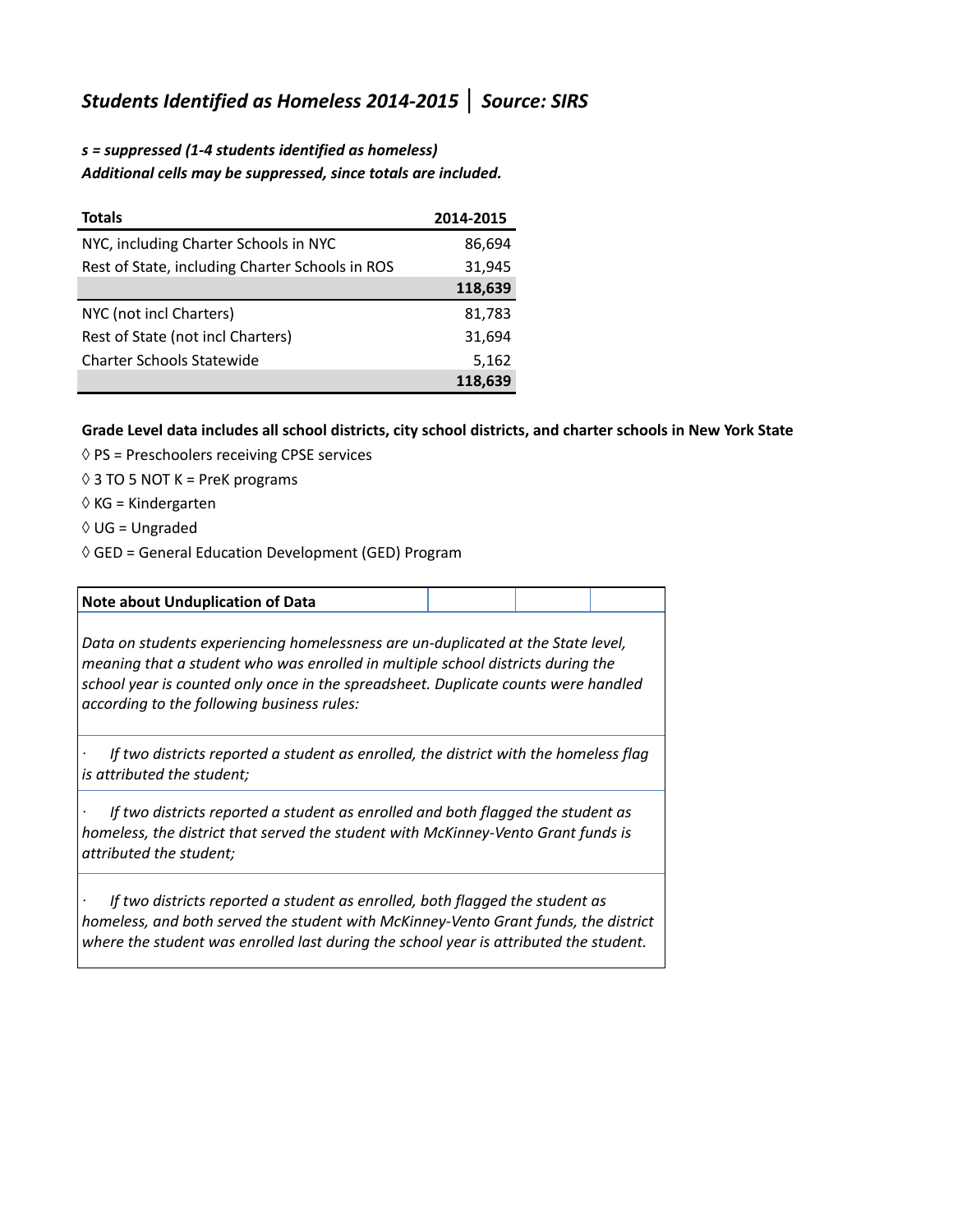# *Students Identified as Homeless 2014-2015 │ Source: SIRS*

***s = suppressed (1-4 students identified as homeless)***
***Additional cells may be suppressed, since totals are included.***

| Totals | 2014-2015 |
|---|---|
| NYC, including Charter Schools in NYC | 86,694 |
| Rest of State, including Charter Schools in ROS | 31,945 |
| | **118,639** |
| NYC (not incl Charters) | 81,783 |
| Rest of State (not incl Charters) | 31,694 |
| Charter Schools Statewide | 5,162 |
| | **118,639** |

**Grade Level data includes all school districts, city school districts, and charter schools in New York State**

◊ PS = Preschoolers receiving CPSE services

◊ 3 TO 5 NOT K = PreK programs

◊ KG = Kindergarten

◊ UG = Ungraded

◊ GED = General Education Development (GED) Program

**Note about Unduplication of Data**

*Data on students experiencing homelessness are un-duplicated at the State level, meaning that a student who was enrolled in multiple school districts during the school year is counted only once in the spreadsheet. Duplicate counts were handled according to the following business rules:*

· *If two districts reported a student as enrolled, the district with the homeless flag is attributed the student;*

· *If two districts reported a student as enrolled and both flagged the student as homeless, the district that served the student with McKinney-Vento Grant funds is attributed the student;*

· *If two districts reported a student as enrolled, both flagged the student as homeless, and both served the student with McKinney-Vento Grant funds, the district where the student was enrolled last during the school year is attributed the student.*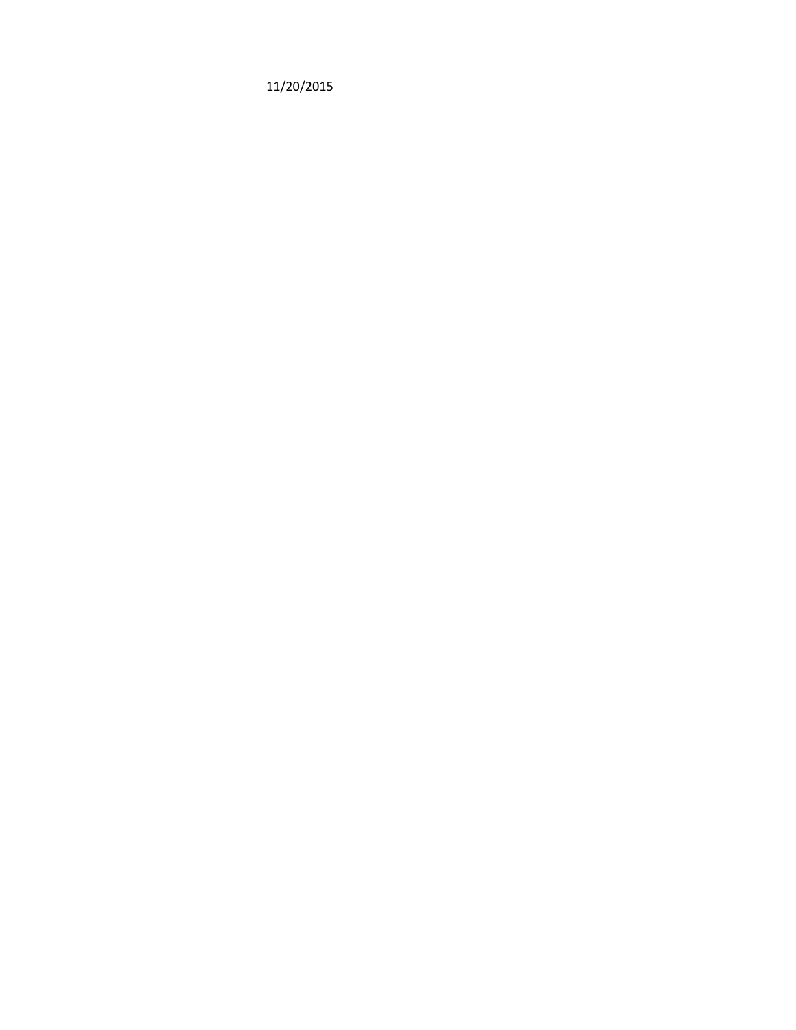11/20/2015